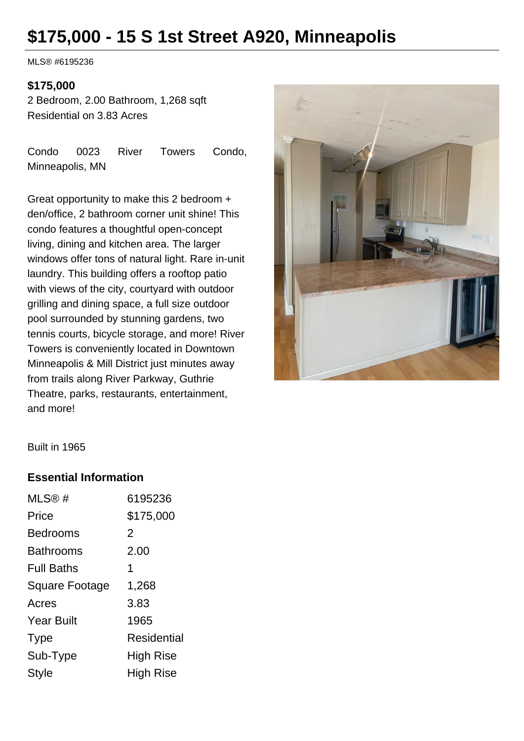# $175,000 - 15 S 1st Street A920, Minneapolis

MLS® #6195236

**$175,000**

2 Bedroom, 2.00 Bathroom, 1,268 sqft
Residential on 3.83 Acres

Condo 0023 River Towers Condo, Minneapolis, MN

Great opportunity to make this 2 bedroom + den/office, 2 bathroom corner unit shine! This condo features a thoughtful open-concept living, dining and kitchen area. The larger windows offer tons of natural light. Rare in-unit laundry. This building offers a rooftop patio with views of the city, courtyard with outdoor grilling and dining space, a full size outdoor pool surrounded by stunning gardens, two tennis courts, bicycle storage, and more! River Towers is conveniently located in Downtown Minneapolis & Mill District just minutes away from trails along River Parkway, Guthrie Theatre, parks, restaurants, entertainment, and more!

Built in 1965

### Essential Information

| | |
|---|---|
| MLS® # | 6195236 |
| Price | $175,000 |
| Bedrooms | 2 |
| Bathrooms | 2.00 |
| Full Baths | 1 |
| Square Footage | 1,268 |
| Acres | 3.83 |
| Year Built | 1965 |
| Type | Residential |
| Sub-Type | High Rise |
| Style | High Rise |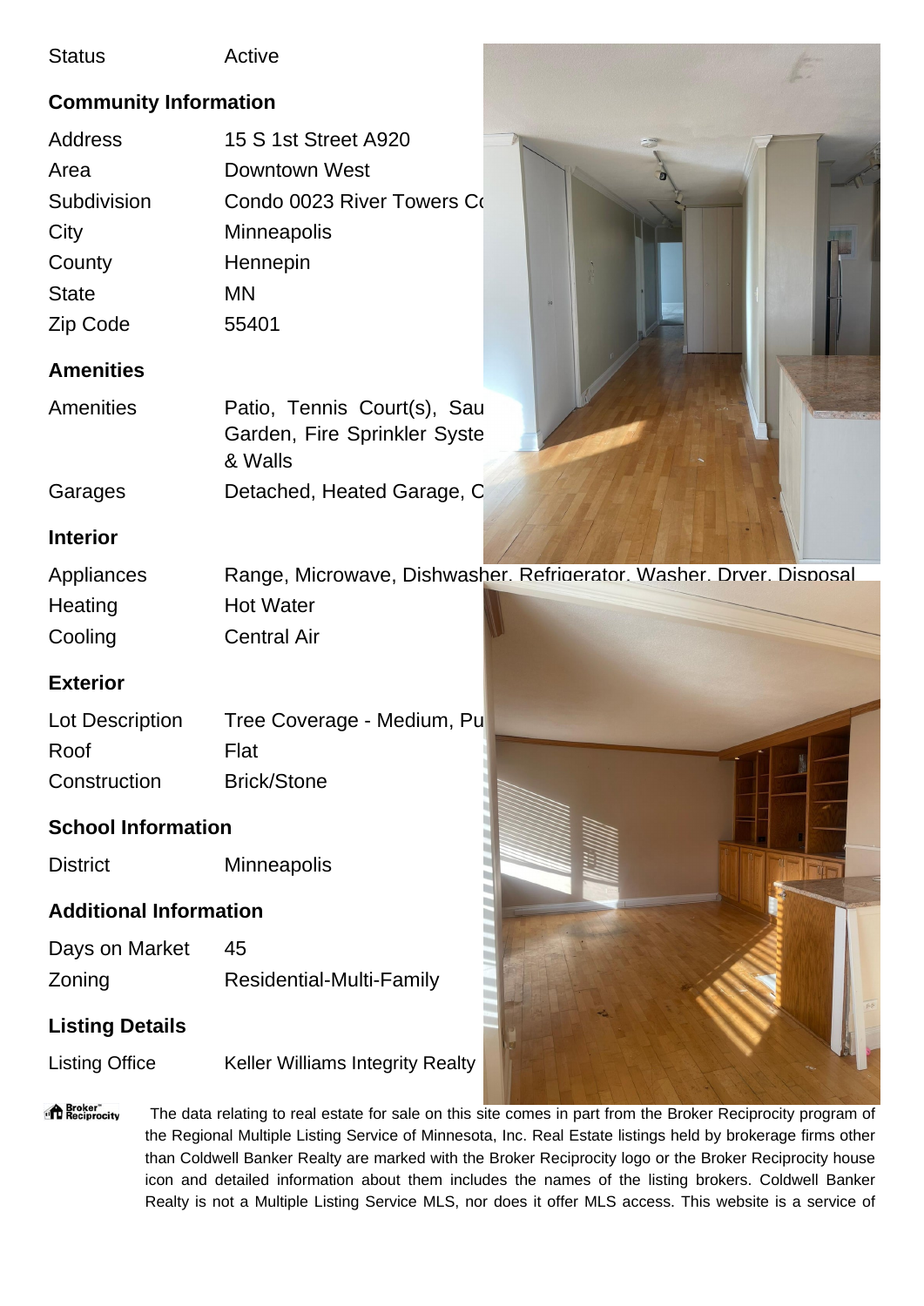| Status | Active |
|---|---|

## Community Information

| | |
|---|---|
| Address | 15 S 1st Street A920 |
| Area | Downtown West |
| Subdivision | Condo 0023 River Towers Co |
| City | Minneapolis |
| County | Hennepin |
| State | MN |
| Zip Code | 55401 |

## Amenities

| | |
|---|---|
| Amenities | Patio, Tennis Court(s), Sau Garden, Fire Sprinkler Syste & Walls |
| Garages | Detached, Heated Garage, C |

## Interior

| | |
|---|---|
| Appliances | Range, Microwave, Dishwasher, Refrigerator, Washer, Dryer, Disposal |
| Heating | Hot Water |
| Cooling | Central Air |

## Exterior

| | |
|---|---|
| Lot Description | Tree Coverage - Medium, Pu |
| Roof | Flat |
| Construction | Brick/Stone |

## School Information

| | |
|---|---|
| District | Minneapolis |

## Additional Information

| | |
|---|---|
| Days on Market | 45 |
| Zoning | Residential-Multi-Family |

## Listing Details

| | |
|---|---|
| Listing Office | Keller Williams Integrity Realty |

Broker Reciprocity

The data relating to real estate for sale on this site comes in part from the Broker Reciprocity program of the Regional Multiple Listing Service of Minnesota, Inc. Real Estate listings held by brokerage firms other than Coldwell Banker Realty are marked with the Broker Reciprocity logo or the Broker Reciprocity house icon and detailed information about them includes the names of the listing brokers. Coldwell Banker Realty is not a Multiple Listing Service MLS, nor does it offer MLS access. This website is a service of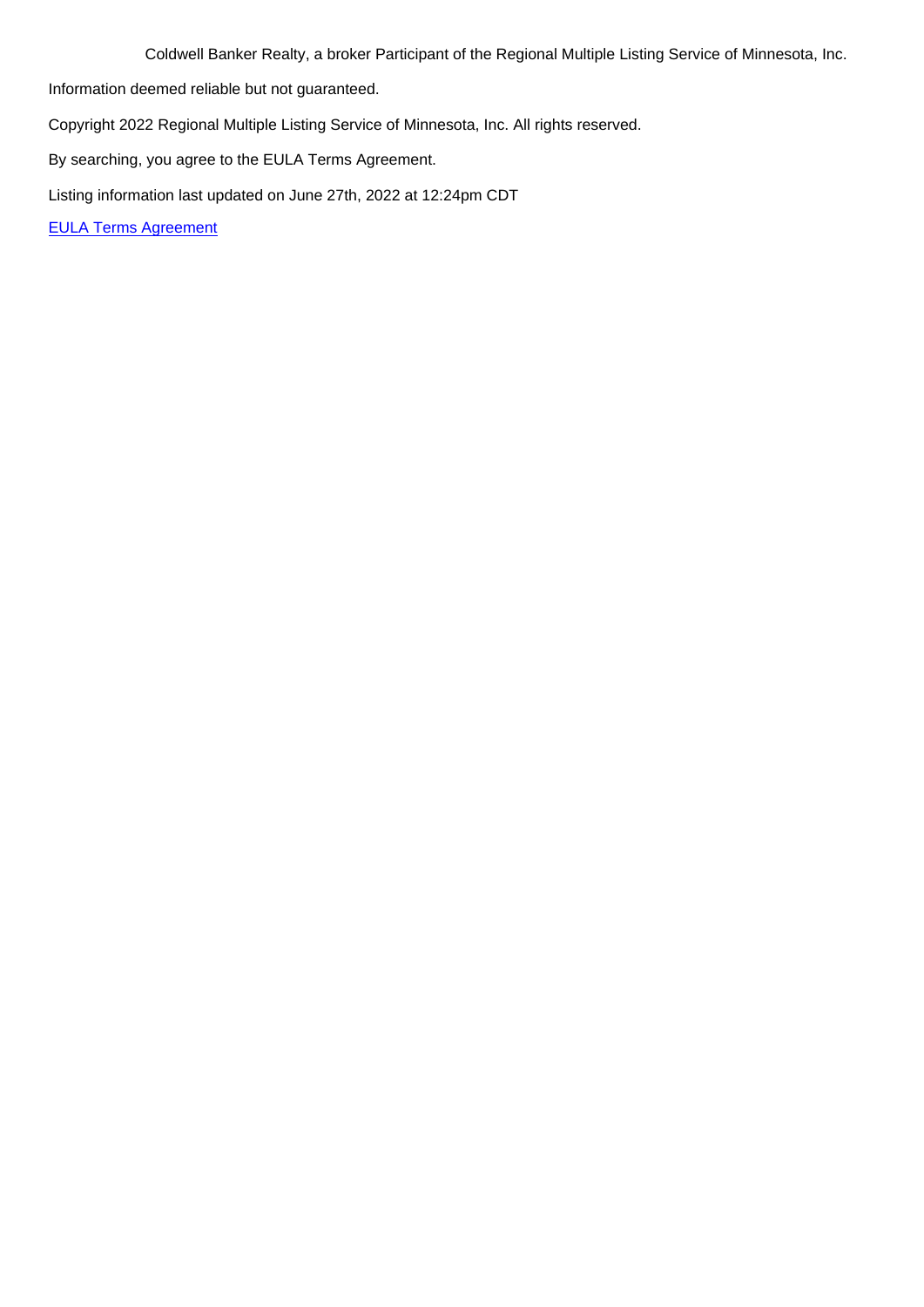Coldwell Banker Realty, a broker Participant of the Regional Multiple Listing Service of Minnesota, Inc.

Information deemed reliable but not guaranteed.

Copyright 2022 Regional Multiple Listing Service of Minnesota, Inc. All rights reserved.

By searching, you agree to the EULA Terms Agreement.

Listing information last updated on June 27th, 2022 at 12:24pm CDT

EULA Terms Agreement